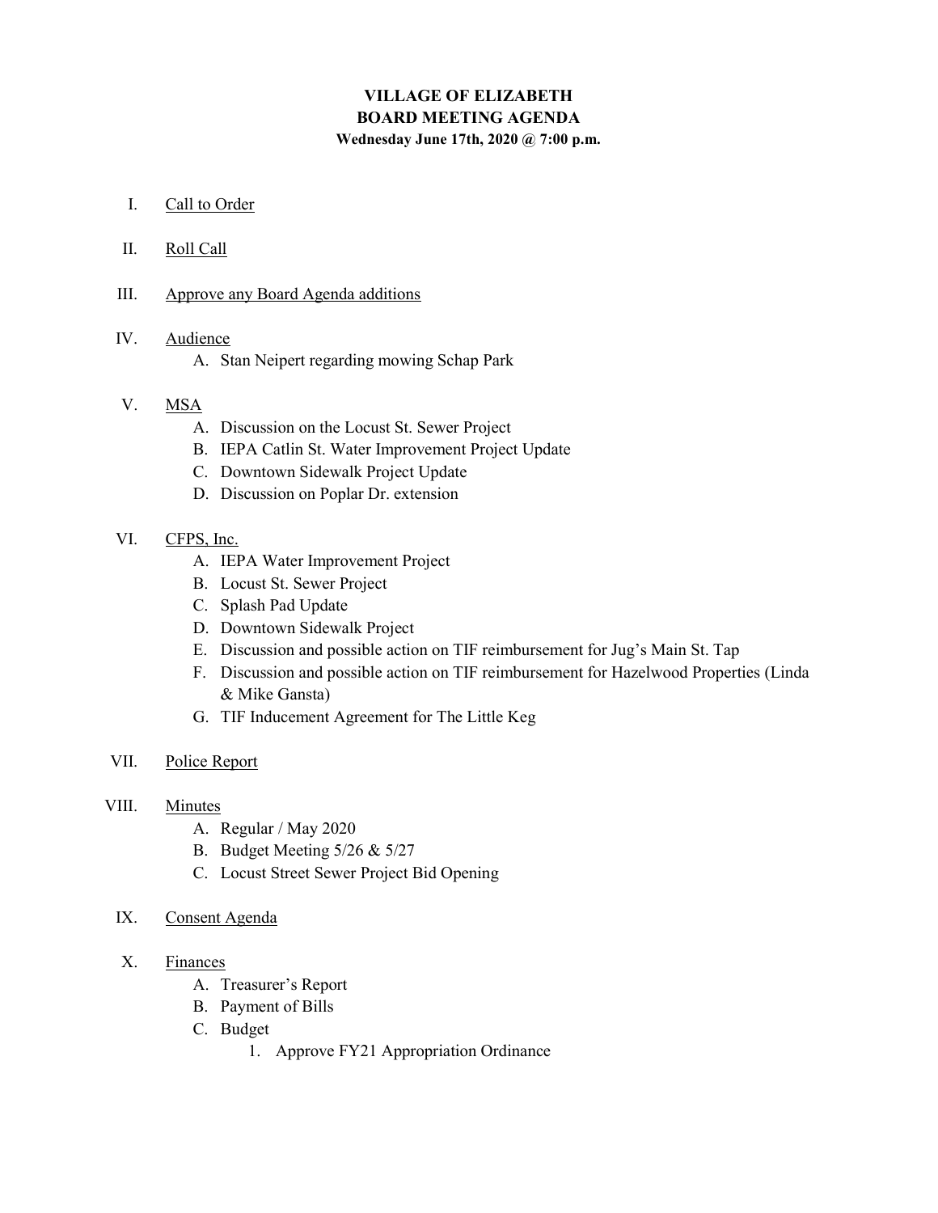# VILLAGE OF ELIZABETH
## BOARD MEETING AGENDA
**Wednesday June 17th, 2020 @ 7:00 p.m.**

I. Call to Order

II. Roll Call

III. Approve any Board Agenda additions

IV. Audience
   - A. Stan Neipert regarding mowing Schap Park

V. MSA
   - A. Discussion on the Locust St. Sewer Project
   - B. IEPA Catlin St. Water Improvement Project Update
   - C. Downtown Sidewalk Project Update
   - D. Discussion on Poplar Dr. extension

VI. CFPS, Inc.
   - A. IEPA Water Improvement Project
   - B. Locust St. Sewer Project
   - C. Splash Pad Update
   - D. Downtown Sidewalk Project
   - E. Discussion and possible action on TIF reimbursement for Jug's Main St. Tap
   - F. Discussion and possible action on TIF reimbursement for Hazelwood Properties (Linda & Mike Gansta)
   - G. TIF Inducement Agreement for The Little Keg

VII. Police Report

VIII. Minutes
   - A. Regular / May 2020
   - B. Budget Meeting 5/26 & 5/27
   - C. Locust Street Sewer Project Bid Opening

IX. Consent Agenda

X. Finances
   - A. Treasurer's Report
   - B. Payment of Bills
   - C. Budget
     1. Approve FY21 Appropriation Ordinance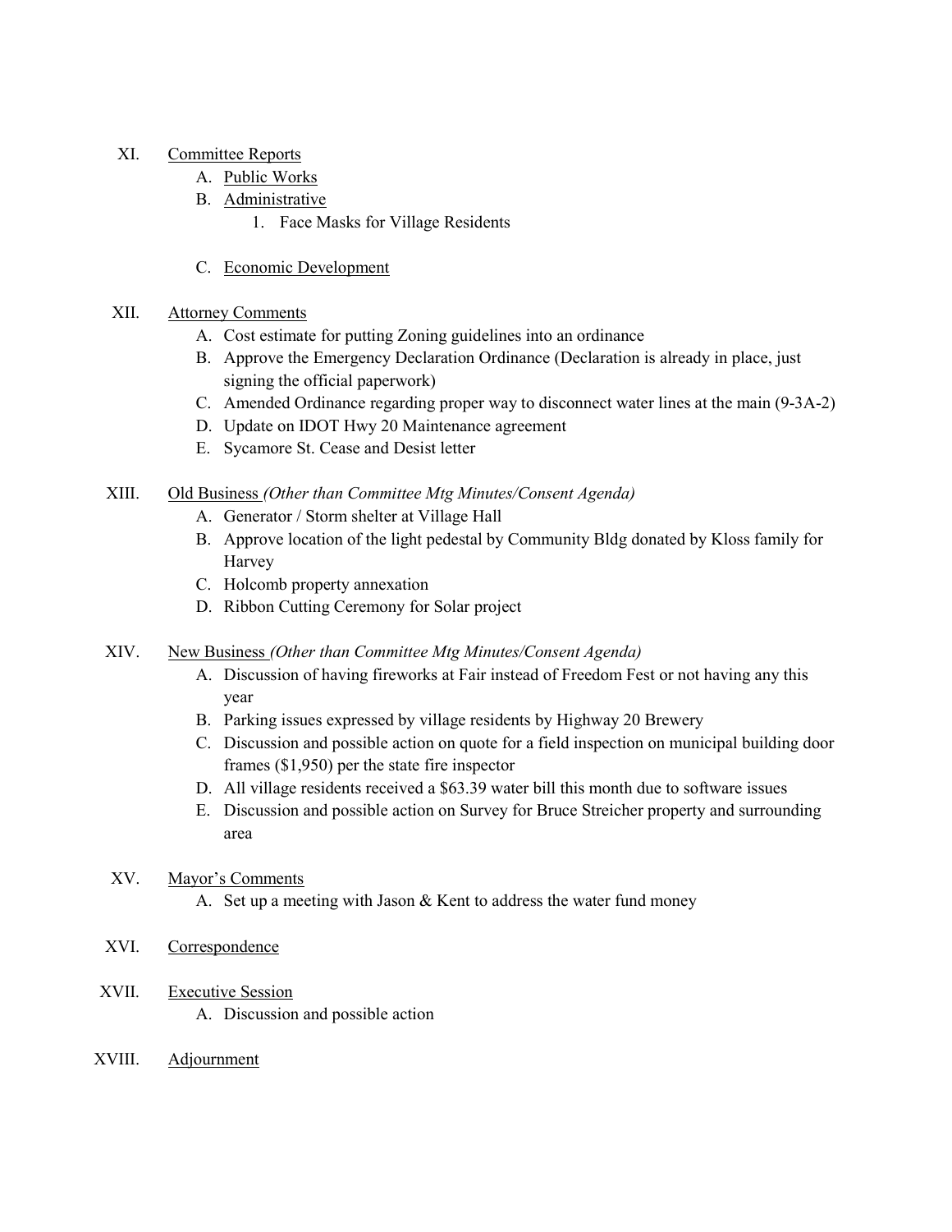XI. <u>Committee Reports</u>

   A. <u>Public Works</u>

   B. <u>Administrative</u>

      1. Face Masks for Village Residents

   C. <u>Economic Development</u>

XII. <u>Attorney Comments</u>

   A. Cost estimate for putting Zoning guidelines into an ordinance

   B. Approve the Emergency Declaration Ordinance (Declaration is already in place, just signing the official paperwork)

   C. Amended Ordinance regarding proper way to disconnect water lines at the main (9-3A-2)

   D. Update on IDOT Hwy 20 Maintenance agreement

   E. Sycamore St. Cease and Desist letter

XIII. <u>Old Business</u> *(Other than Committee Mtg Minutes/Consent Agenda)*

   A. Generator / Storm shelter at Village Hall

   B. Approve location of the light pedestal by Community Bldg donated by Kloss family for Harvey

   C. Holcomb property annexation

   D. Ribbon Cutting Ceremony for Solar project

XIV. <u>New Business</u> *(Other than Committee Mtg Minutes/Consent Agenda)*

   A. Discussion of having fireworks at Fair instead of Freedom Fest or not having any this year

   B. Parking issues expressed by village residents by Highway 20 Brewery

   C. Discussion and possible action on quote for a field inspection on municipal building door frames ($1,950) per the state fire inspector

   D. All village residents received a $63.39 water bill this month due to software issues

   E. Discussion and possible action on Survey for Bruce Streicher property and surrounding area

XV. <u>Mayor's Comments</u>

   A. Set up a meeting with Jason & Kent to address the water fund money

XVI. <u>Correspondence</u>

XVII. <u>Executive Session</u>

   A. Discussion and possible action

XVIII. <u>Adjournment</u>